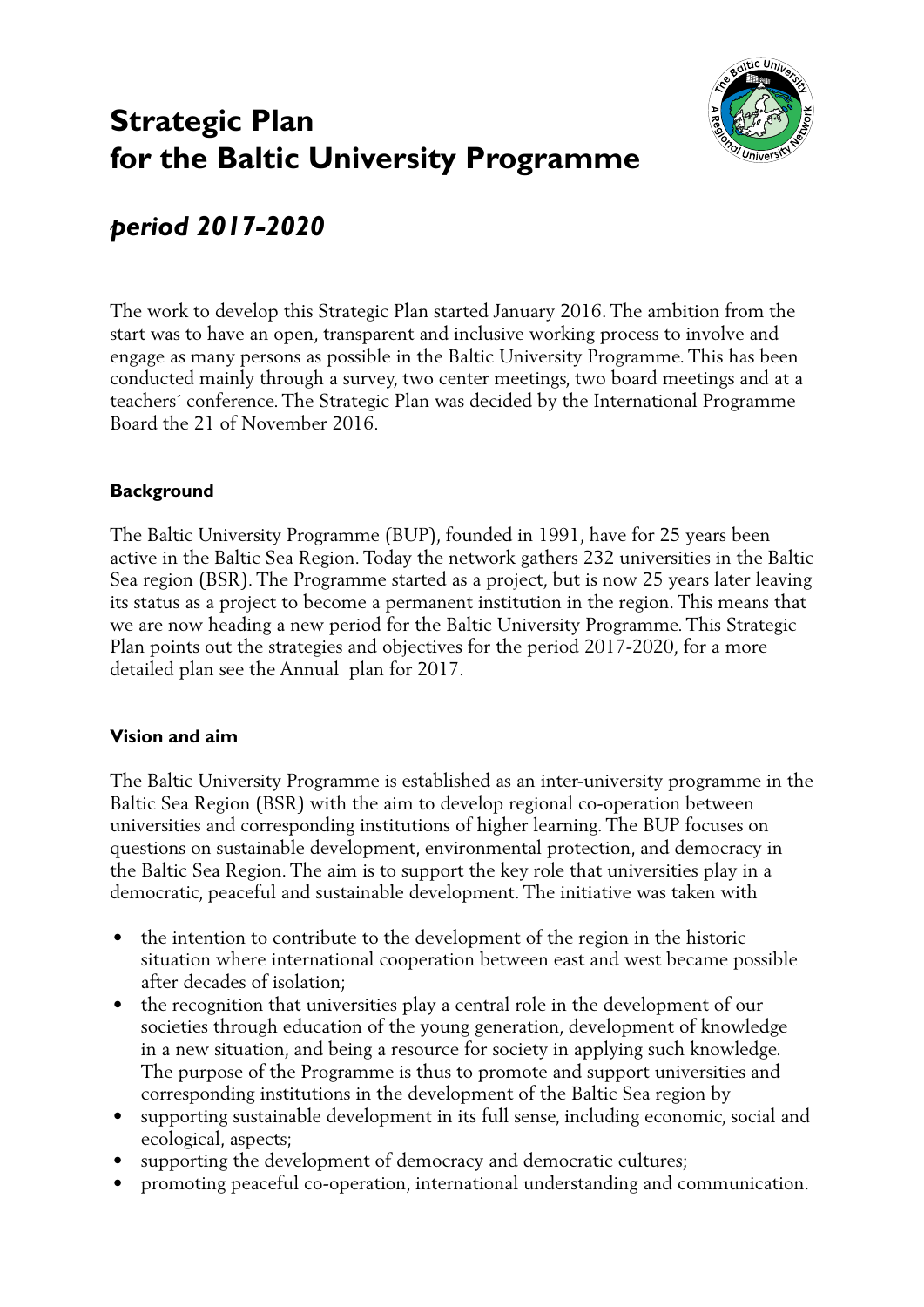# Strategic Plan for the Baltic University Programme

## *period 2017-2020*

The work to develop this Strategic Plan started January 2016. The ambition from the start was to have an open, transparent and inclusive working process to involve and engage as many persons as possible in the Baltic University Programme. This has been conducted mainly through a survey, two center meetings, two board meetings and at a teachers´ conference. The Strategic Plan was decided by the International Programme Board the 21 of November 2016.

### Background

The Baltic University Programme (BUP), founded in 1991, have for 25 years been active in the Baltic Sea Region. Today the network gathers 232 universities in the Baltic Sea region (BSR). The Programme started as a project, but is now 25 years later leaving its status as a project to become a permanent institution in the region. This means that we are now heading a new period for the Baltic University Programme. This Strategic Plan points out the strategies and objectives for the period 2017-2020, for a more detailed plan see the Annual plan for 2017.

### Vision and aim

The Baltic University Programme is established as an inter-university programme in the Baltic Sea Region (BSR) with the aim to develop regional co-operation between universities and corresponding institutions of higher learning. The BUP focuses on questions on sustainable development, environmental protection, and democracy in the Baltic Sea Region. The aim is to support the key role that universities play in a democratic, peaceful and sustainable development. The initiative was taken with

- the intention to contribute to the development of the region in the historic situation where international cooperation between east and west became possible after decades of isolation;
- the recognition that universities play a central role in the development of our societies through education of the young generation, development of knowledge in a new situation, and being a resource for society in applying such knowledge. The purpose of the Programme is thus to promote and support universities and corresponding institutions in the development of the Baltic Sea region by
- supporting sustainable development in its full sense, including economic, social and ecological, aspects;
- supporting the development of democracy and democratic cultures;
- promoting peaceful co-operation, international understanding and communication.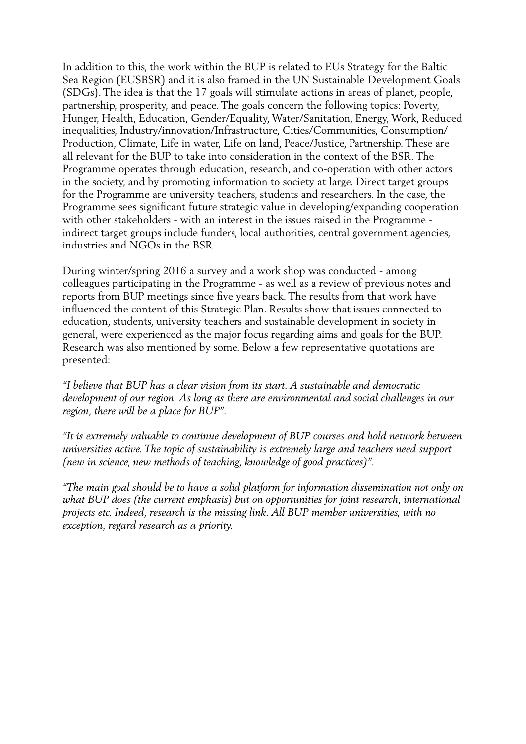In addition to this, the work within the BUP is related to EUs Strategy for the Baltic Sea Region (EUSBSR) and it is also framed in the UN Sustainable Development Goals (SDGs). The idea is that the 17 goals will stimulate actions in areas of planet, people, partnership, prosperity, and peace. The goals concern the following topics: Poverty, Hunger, Health, Education, Gender/Equality, Water/Sanitation, Energy, Work, Reduced inequalities, Industry/innovation/Infrastructure, Cities/Communities, Consumption/ Production, Climate, Life in water, Life on land, Peace/Justice, Partnership. These are all relevant for the BUP to take into consideration in the context of the BSR. The Programme operates through education, research, and co-operation with other actors in the society, and by promoting information to society at large. Direct target groups for the Programme are university teachers, students and researchers. In the case, the Programme sees significant future strategic value in developing/expanding cooperation with other stakeholders - with an interest in the issues raised in the Programme - indirect target groups include funders, local authorities, central government agencies, industries and NGOs in the BSR.

During winter/spring 2016 a survey and a work shop was conducted - among colleagues participating in the Programme - as well as a review of previous notes and reports from BUP meetings since five years back. The results from that work have influenced the content of this Strategic Plan. Results show that issues connected to education, students, university teachers and sustainable development in society in general, were experienced as the major focus regarding aims and goals for the BUP. Research was also mentioned by some. Below a few representative quotations are presented:

*"I believe that BUP has a clear vision from its start. A sustainable and democratic development of our region. As long as there are environmental and social challenges in our region, there will be a place for BUP".*

*"It is extremely valuable to continue development of BUP courses and hold network between universities active. The topic of sustainability is extremely large and teachers need support (new in science, new methods of teaching, knowledge of good practices)".*

*"The main goal should be to have a solid platform for information dissemination not only on what BUP does (the current emphasis) but on opportunities for joint research, international projects etc. Indeed, research is the missing link. All BUP member universities, with no exception, regard research as a priority.*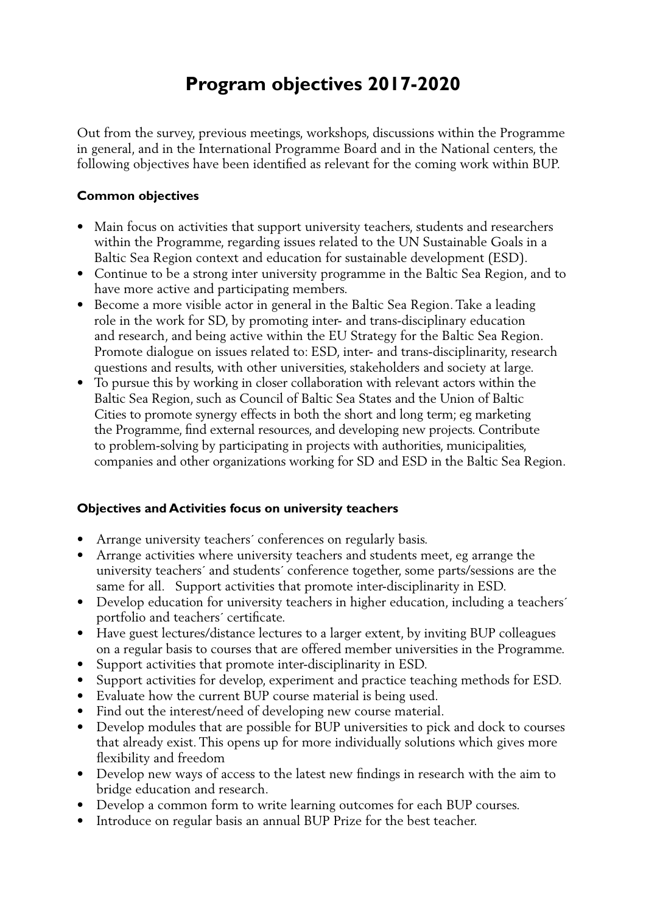# Program objectives 2017-2020

Out from the survey, previous meetings, workshops, discussions within the Programme in general, and in the International Programme Board and in the National centers, the following objectives have been identified as relevant for the coming work within BUP.

**Common objectives**

- Main focus on activities that support university teachers, students and researchers within the Programme, regarding issues related to the UN Sustainable Goals in a Baltic Sea Region context and education for sustainable development (ESD).
- Continue to be a strong inter university programme in the Baltic Sea Region, and to have more active and participating members.
- Become a more visible actor in general in the Baltic Sea Region. Take a leading role in the work for SD, by promoting inter- and trans-disciplinary education and research, and being active within the EU Strategy for the Baltic Sea Region. Promote dialogue on issues related to: ESD, inter- and trans-disciplinarity, research questions and results, with other universities, stakeholders and society at large.
- To pursue this by working in closer collaboration with relevant actors within the Baltic Sea Region, such as Council of Baltic Sea States and the Union of Baltic Cities to promote synergy effects in both the short and long term; eg marketing the Programme, find external resources, and developing new projects. Contribute to problem-solving by participating in projects with authorities, municipalities, companies and other organizations working for SD and ESD in the Baltic Sea Region.

**Objectives and Activities focus on university teachers**

- Arrange university teachers´ conferences on regularly basis.
- Arrange activities where university teachers and students meet, eg arrange the university teachers´ and students´ conference together, some parts/sessions are the same for all. Support activities that promote inter-disciplinarity in ESD.
- Develop education for university teachers in higher education, including a teachers´ portfolio and teachers´ certificate.
- Have guest lectures/distance lectures to a larger extent, by inviting BUP colleagues on a regular basis to courses that are offered member universities in the Programme.
- Support activities that promote inter-disciplinarity in ESD.
- Support activities for develop, experiment and practice teaching methods for ESD.
- Evaluate how the current BUP course material is being used.
- Find out the interest/need of developing new course material.
- Develop modules that are possible for BUP universities to pick and dock to courses that already exist. This opens up for more individually solutions which gives more flexibility and freedom
- Develop new ways of access to the latest new findings in research with the aim to bridge education and research.
- Develop a common form to write learning outcomes for each BUP courses.
- Introduce on regular basis an annual BUP Prize for the best teacher.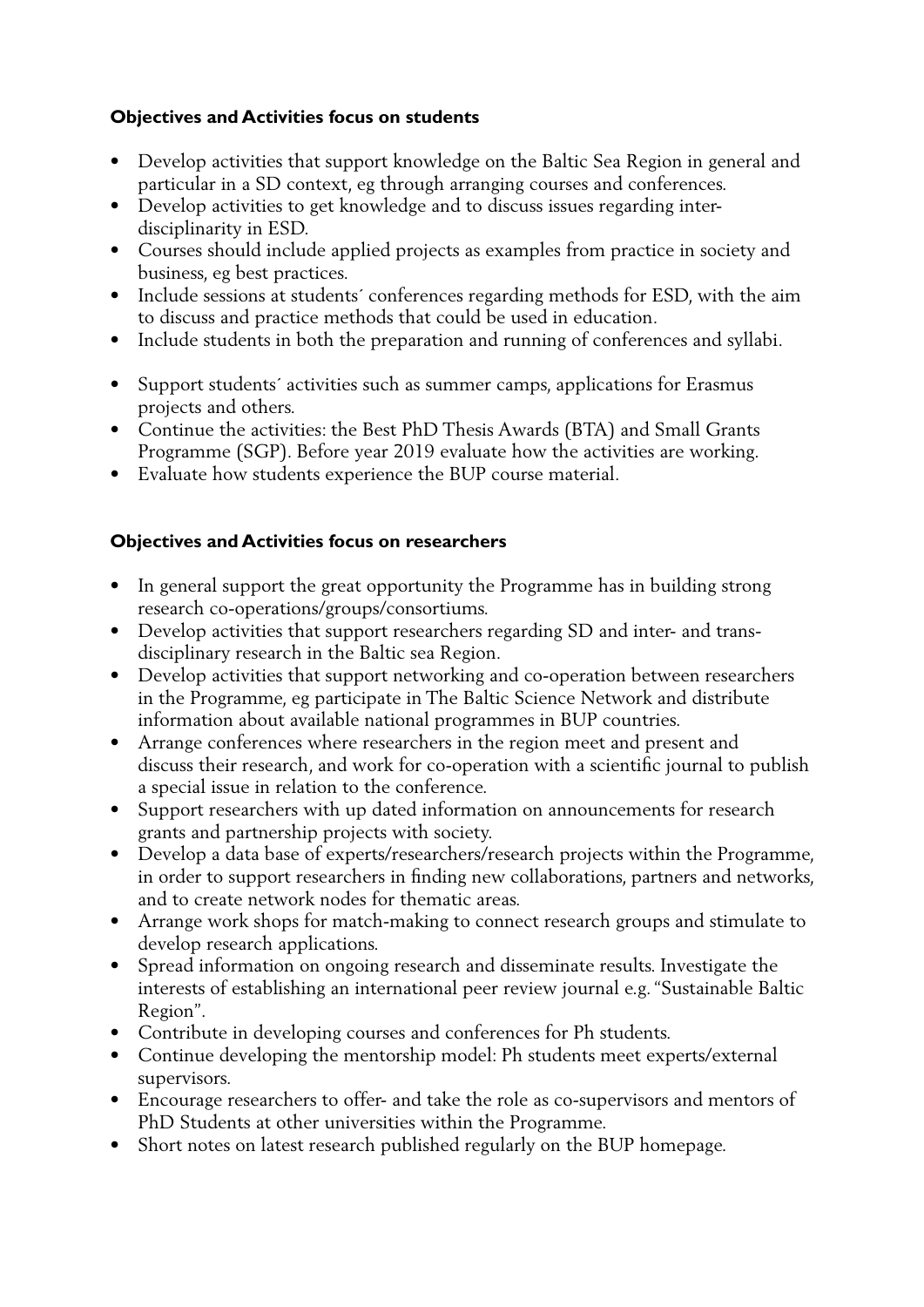### Objectives and Activities focus on students

- Develop activities that support knowledge on the Baltic Sea Region in general and particular in a SD context, eg through arranging courses and conferences.
- Develop activities to get knowledge and to discuss issues regarding inter-disciplinarity in ESD.
- Courses should include applied projects as examples from practice in society and business, eg best practices.
- Include sessions at students´ conferences regarding methods for ESD, with the aim to discuss and practice methods that could be used in education.
- Include students in both the preparation and running of conferences and syllabi.
- Support students´ activities such as summer camps, applications for Erasmus projects and others.
- Continue the activities: the Best PhD Thesis Awards (BTA) and Small Grants Programme (SGP). Before year 2019 evaluate how the activities are working.
- Evaluate how students experience the BUP course material.

### Objectives and Activities focus on researchers

- In general support the great opportunity the Programme has in building strong research co-operations/groups/consortiums.
- Develop activities that support researchers regarding SD and inter- and trans-disciplinary research in the Baltic sea Region.
- Develop activities that support networking and co-operation between researchers in the Programme, eg participate in The Baltic Science Network and distribute information about available national programmes in BUP countries.
- Arrange conferences where researchers in the region meet and present and discuss their research, and work for co-operation with a scientific journal to publish a special issue in relation to the conference.
- Support researchers with up dated information on announcements for research grants and partnership projects with society.
- Develop a data base of experts/researchers/research projects within the Programme, in order to support researchers in finding new collaborations, partners and networks, and to create network nodes for thematic areas.
- Arrange work shops for match-making to connect research groups and stimulate to develop research applications.
- Spread information on ongoing research and disseminate results. Investigate the interests of establishing an international peer review journal e.g. "Sustainable Baltic Region".
- Contribute in developing courses and conferences for Ph students.
- Continue developing the mentorship model: Ph students meet experts/external supervisors.
- Encourage researchers to offer- and take the role as co-supervisors and mentors of PhD Students at other universities within the Programme.
- Short notes on latest research published regularly on the BUP homepage.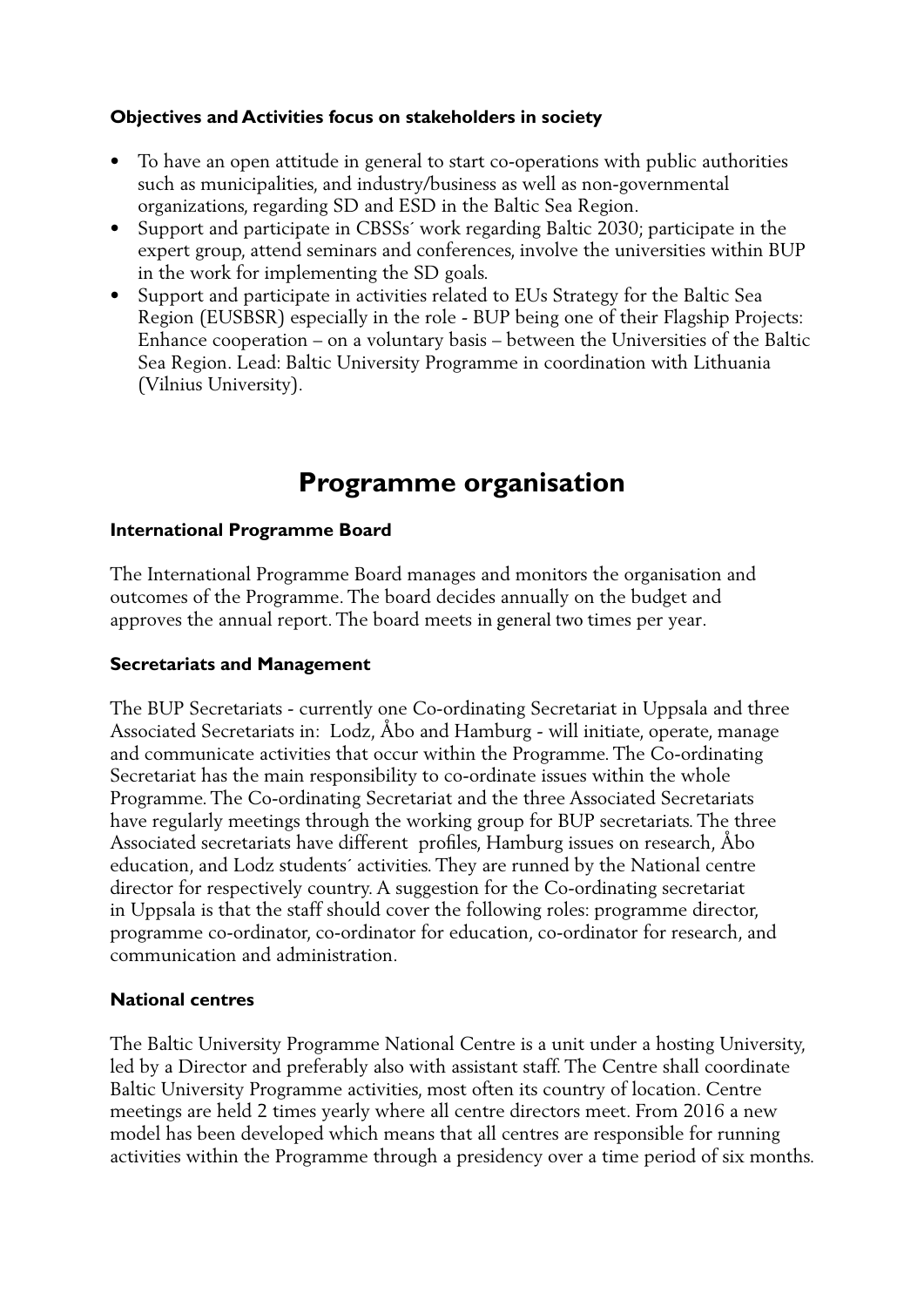**Objectives and Activities focus on stakeholders in society**

- To have an open attitude in general to start co-operations with public authorities such as municipalities, and industry/business as well as non-governmental organizations, regarding SD and ESD in the Baltic Sea Region.
- Support and participate in CBSSs´ work regarding Baltic 2030; participate in the expert group, attend seminars and conferences, involve the universities within BUP in the work for implementing the SD goals.
- Support and participate in activities related to EUs Strategy for the Baltic Sea Region (EUSBSR) especially in the role - BUP being one of their Flagship Projects: Enhance cooperation – on a voluntary basis – between the Universities of the Baltic Sea Region. Lead: Baltic University Programme in coordination with Lithuania (Vilnius University).

# Programme organisation

**International Programme Board**

The International Programme Board manages and monitors the organisation and outcomes of the Programme. The board decides annually on the budget and approves the annual report. The board meets in general two times per year.

**Secretariats and Management**

The BUP Secretariats - currently one Co-ordinating Secretariat in Uppsala and three Associated Secretariats in: Lodz, Åbo and Hamburg - will initiate, operate, manage and communicate activities that occur within the Programme. The Co-ordinating Secretariat has the main responsibility to co-ordinate issues within the whole Programme. The Co-ordinating Secretariat and the three Associated Secretariats have regularly meetings through the working group for BUP secretariats. The three Associated secretariats have different profiles, Hamburg issues on research, Åbo education, and Lodz students´ activities. They are runned by the National centre director for respectively country. A suggestion for the Co-ordinating secretariat in Uppsala is that the staff should cover the following roles: programme director, programme co-ordinator, co-ordinator for education, co-ordinator for research, and communication and administration.

**National centres**

The Baltic University Programme National Centre is a unit under a hosting University, led by a Director and preferably also with assistant staff. The Centre shall coordinate Baltic University Programme activities, most often its country of location. Centre meetings are held 2 times yearly where all centre directors meet. From 2016 a new model has been developed which means that all centres are responsible for running activities within the Programme through a presidency over a time period of six months.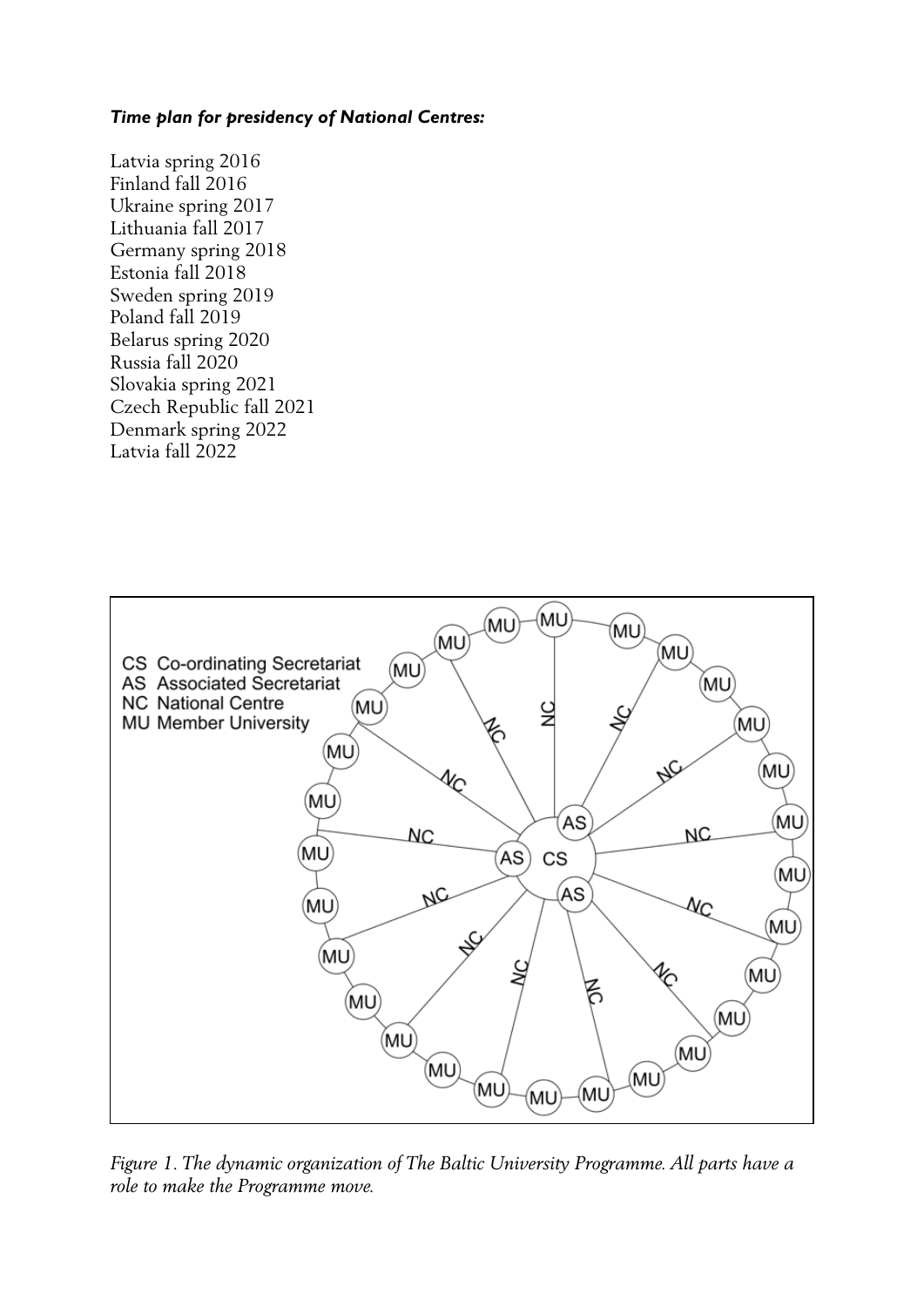***Time plan for presidency of National Centres:***

Latvia spring 2016
Finland fall 2016
Ukraine spring 2017
Lithuania fall 2017
Germany spring 2018
Estonia fall 2018
Sweden spring 2019
Poland fall 2019
Belarus spring 2020
Russia fall 2020
Slovakia spring 2021
Czech Republic fall 2021
Denmark spring 2022
Latvia fall 2022

*Figure 1. The dynamic organization of The Baltic University Programme. All parts have a role to make the Programme move.*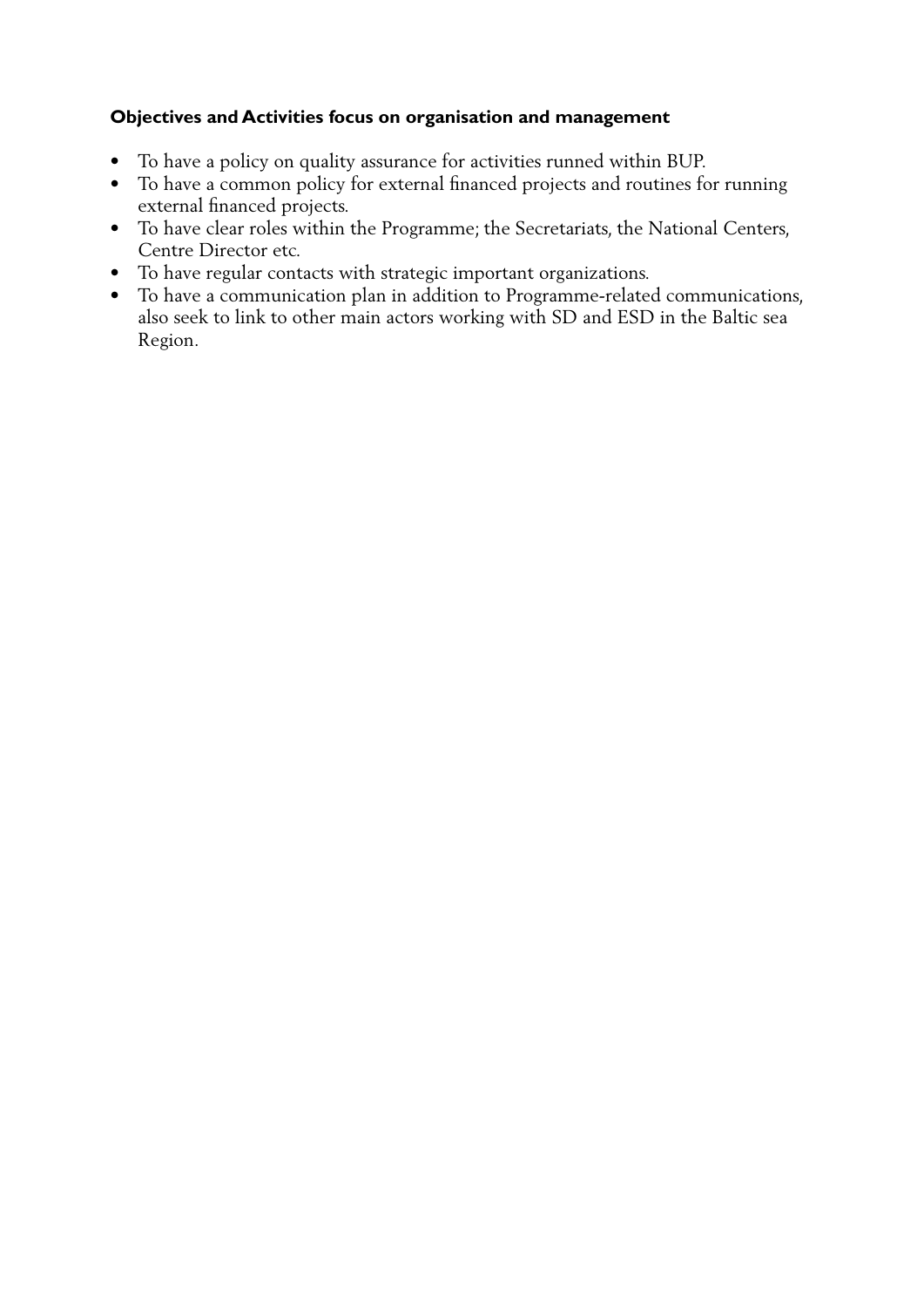**Objectives and Activities focus on organisation and management**

- To have a policy on quality assurance for activities runned within BUP.
- To have a common policy for external financed projects and routines for running external financed projects.
- To have clear roles within the Programme; the Secretariats, the National Centers, Centre Director etc.
- To have regular contacts with strategic important organizations.
- To have a communication plan in addition to Programme-related communications, also seek to link to other main actors working with SD and ESD in the Baltic sea Region.